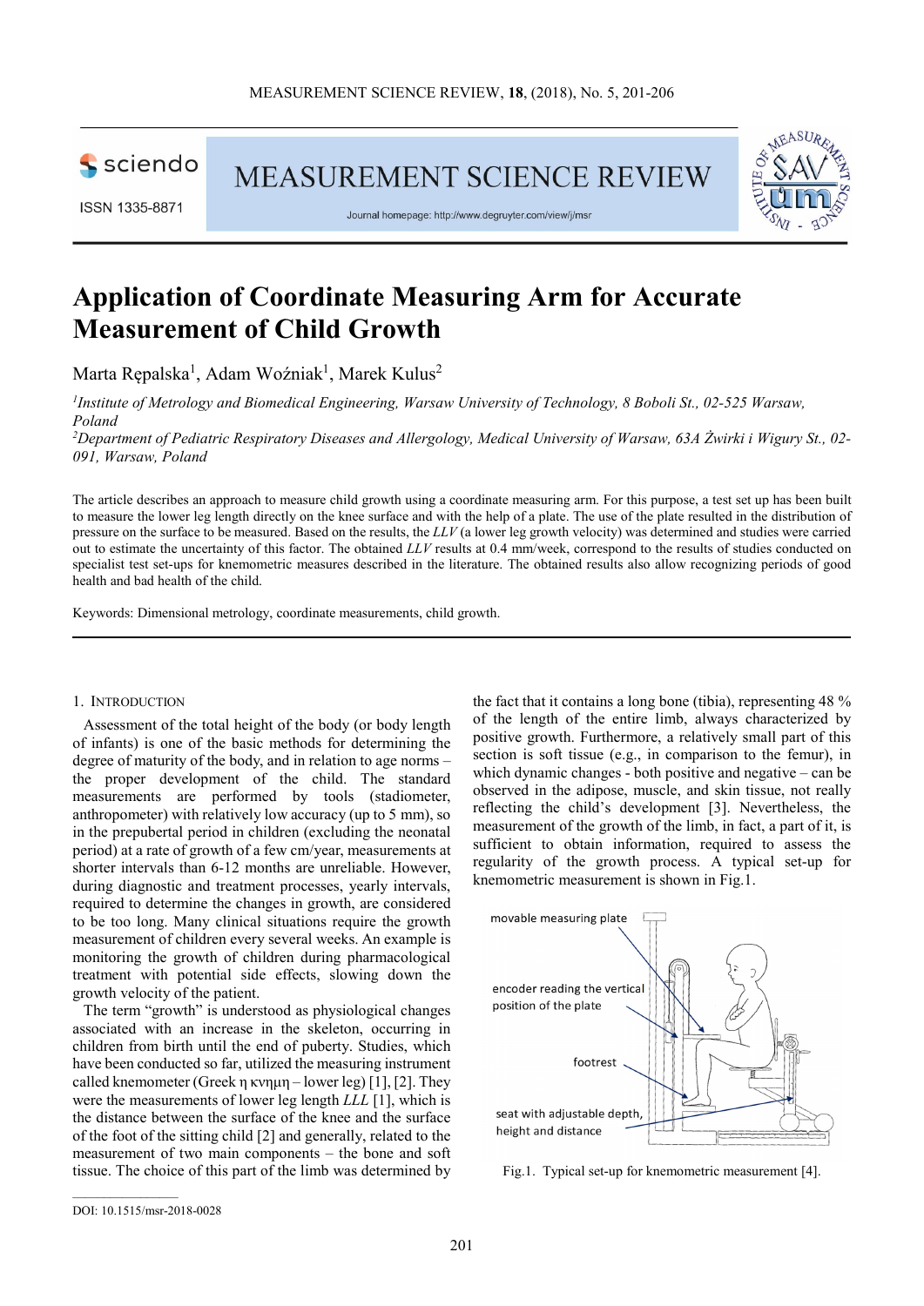# Application of Coordinate Measuring Arm for Accurate Measurement of Child Growth

Marta Rępalska[1], Adam Woźniak[1], Marek Kulus[2]

*[1]Institute of Metrology and Biomedical Engineering, Warsaw University of Technology, 8 Boboli St., 02-525 Warsaw, Poland*

*[2]Department of Pediatric Respiratory Diseases and Allergology, Medical University of Warsaw, 63A Żwirki i Wigury St., 02-091, Warsaw, Poland*

The article describes an approach to measure child growth using a coordinate measuring arm. For this purpose, a test set up has been built to measure the lower leg length directly on the knee surface and with the help of a plate. The use of the plate resulted in the distribution of pressure on the surface to be measured. Based on the results, the *LLV* (a lower leg growth velocity) was determined and studies were carried out to estimate the uncertainty of this factor. The obtained *LLV* results at 0.4 mm/week, correspond to the results of studies conducted on specialist test set-ups for knemometric measures described in the literature. The obtained results also allow recognizing periods of good health and bad health of the child.

Keywords: Dimensional metrology, coordinate measurements, child growth.

## 1. Introduction

Assessment of the total height of the body (or body length of infants) is one of the basic methods for determining the degree of maturity of the body, and in relation to age norms – the proper development of the child. The standard measurements are performed by tools (stadiometer, anthropometer) with relatively low accuracy (up to 5 mm), so in the prepubertal period in children (excluding the neonatal period) at a rate of growth of a few cm/year, measurements at shorter intervals than 6-12 months are unreliable. However, during diagnostic and treatment processes, yearly intervals, required to determine the changes in growth, are considered to be too long. Many clinical situations require the growth measurement of children every several weeks. An example is monitoring the growth of children during pharmacological treatment with potential side effects, slowing down the growth velocity of the patient.

The term "growth" is understood as physiological changes associated with an increase in the skeleton, occurring in children from birth until the end of puberty. Studies, which have been conducted so far, utilized the measuring instrument called knemometer (Greek η κνημη – lower leg) [1], [2]. They were the measurements of lower leg length *LLL* [1], which is the distance between the surface of the knee and the surface of the foot of the sitting child [2] and generally, related to the measurement of two main components – the bone and soft tissue. The choice of this part of the limb was determined by the fact that it contains a long bone (tibia), representing 48 % of the length of the entire limb, always characterized by positive growth. Furthermore, a relatively small part of this section is soft tissue (e.g., in comparison to the femur), in which dynamic changes - both positive and negative – can be observed in the adipose, muscle, and skin tissue, not really reflecting the child's development [3]. Nevertheless, the measurement of the growth of the limb, in fact, a part of it, is sufficient to obtain information, required to assess the regularity of the growth process. A typical set-up for knemometric measurement is shown in Fig.1.

Fig.1. Typical set-up for knemometric measurement [4].

DOI: 10.1515/msr-2018-0028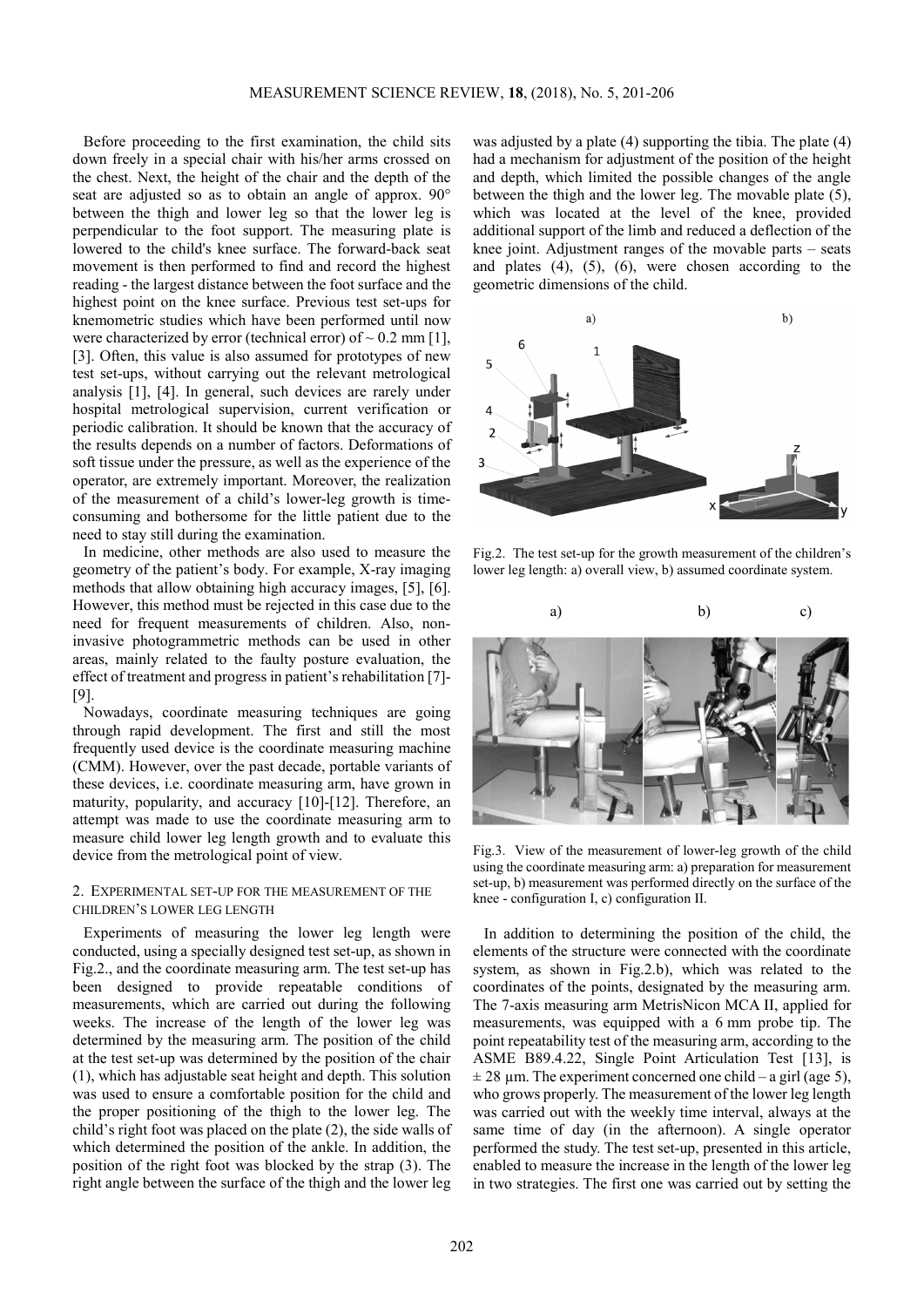Before proceeding to the first examination, the child sits down freely in a special chair with his/her arms crossed on the chest. Next, the height of the chair and the depth of the seat are adjusted so as to obtain an angle of approx. 90° between the thigh and lower leg so that the lower leg is perpendicular to the foot support. The measuring plate is lowered to the child's knee surface. The forward-back seat movement is then performed to find and record the highest reading - the largest distance between the foot surface and the highest point on the knee surface. Previous test set-ups for knemometric studies which have been performed until now were characterized by error (technical error) of ~ 0.2 mm [1], [3]. Often, this value is also assumed for prototypes of new test set-ups, without carrying out the relevant metrological analysis [1], [4]. In general, such devices are rarely under hospital metrological supervision, current verification or periodic calibration. It should be known that the accuracy of the results depends on a number of factors. Deformations of soft tissue under the pressure, as well as the experience of the operator, are extremely important. Moreover, the realization of the measurement of a child's lower-leg growth is time-consuming and bothersome for the little patient due to the need to stay still during the examination.

In medicine, other methods are also used to measure the geometry of the patient's body. For example, X-ray imaging methods that allow obtaining high accuracy images, [5], [6]. However, this method must be rejected in this case due to the need for frequent measurements of children. Also, non-invasive photogrammetric methods can be used in other areas, mainly related to the faulty posture evaluation, the effect of treatment and progress in patient's rehabilitation [7]-[9].

Nowadays, coordinate measuring techniques are going through rapid development. The first and still the most frequently used device is the coordinate measuring machine (CMM). However, over the past decade, portable variants of these devices, i.e. coordinate measuring arm, have grown in maturity, popularity, and accuracy [10]-[12]. Therefore, an attempt was made to use the coordinate measuring arm to measure child lower leg length growth and to evaluate this device from the metrological point of view.

## 2. Experimental set-up for the measurement of the children's lower leg length

Experiments of measuring the lower leg length were conducted, using a specially designed test set-up, as shown in Fig.2., and the coordinate measuring arm. The test set-up has been designed to provide repeatable conditions of measurements, which are carried out during the following weeks. The increase of the length of the lower leg was determined by the measuring arm. The position of the child at the test set-up was determined by the position of the chair (1), which has adjustable seat height and depth. This solution was used to ensure a comfortable position for the child and the proper positioning of the thigh to the lower leg. The child's right foot was placed on the plate (2), the side walls of which determined the position of the ankle. In addition, the position of the right foot was blocked by the strap (3). The right angle between the surface of the thigh and the lower leg was adjusted by a plate (4) supporting the tibia. The plate (4) had a mechanism for adjustment of the position of the height and depth, which limited the possible changes of the angle between the thigh and the lower leg. The movable plate (5), which was located at the level of the knee, provided additional support of the limb and reduced a deflection of the knee joint. Adjustment ranges of the movable parts – seats and plates (4), (5), (6), were chosen according to the geometric dimensions of the child.

Fig.2. The test set-up for the growth measurement of the children's lower leg length: a) overall view, b) assumed coordinate system.

Fig.3. View of the measurement of lower-leg growth of the child using the coordinate measuring arm: a) preparation for measurement set-up, b) measurement was performed directly on the surface of the knee - configuration I, c) configuration II.

In addition to determining the position of the child, the elements of the structure were connected with the coordinate system, as shown in Fig.2.b), which was related to the coordinates of the points, designated by the measuring arm. The 7-axis measuring arm MetrisNicon MCA II, applied for measurements, was equipped with a 6 mm probe tip. The point repeatability test of the measuring arm, according to the ASME B89.4.22, Single Point Articulation Test [13], is ± 28 µm. The experiment concerned one child – a girl (age 5), who grows properly. The measurement of the lower leg length was carried out with the weekly time interval, always at the same time of day (in the afternoon). A single operator performed the study. The test set-up, presented in this article, enabled to measure the increase in the length of the lower leg in two strategies. The first one was carried out by setting the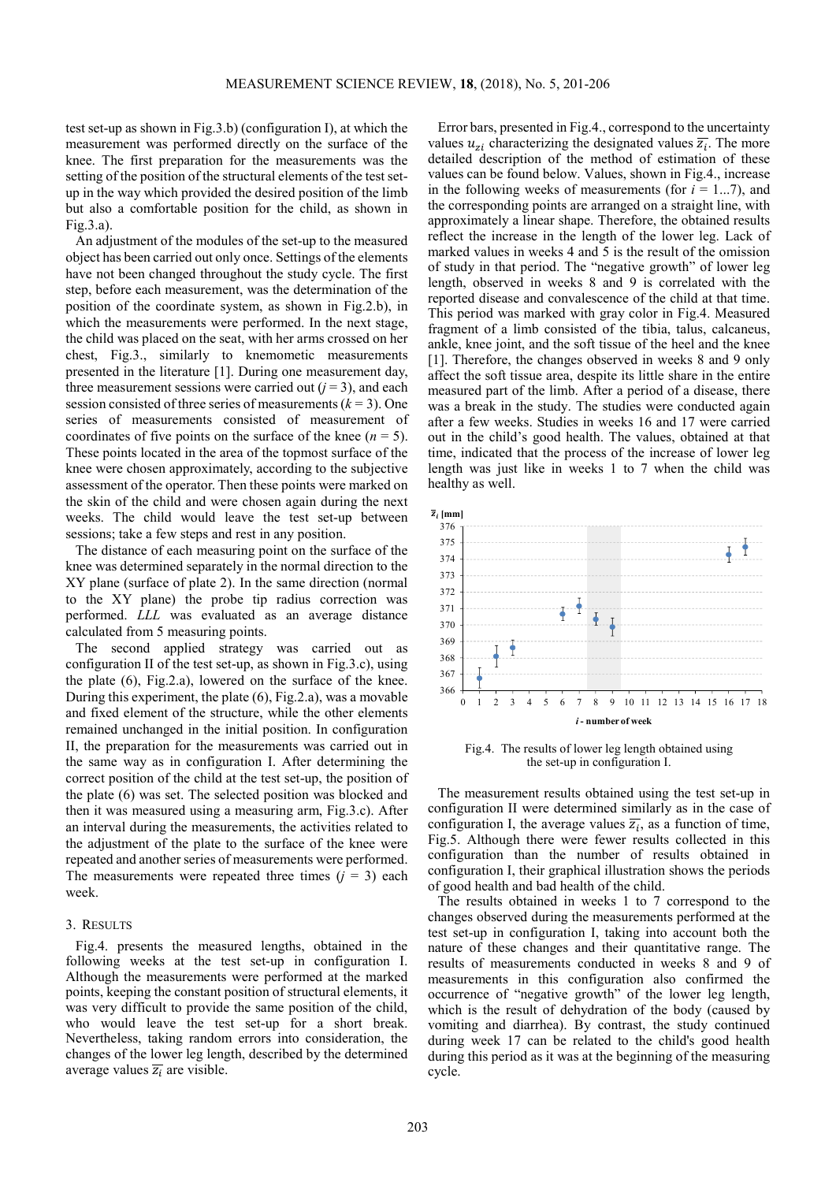test set-up as shown in Fig.3.b) (configuration I), at which the measurement was performed directly on the surface of the knee. The first preparation for the measurements was the setting of the position of the structural elements of the test set-up in the way which provided the desired position of the limb but also a comfortable position for the child, as shown in Fig.3.a).

An adjustment of the modules of the set-up to the measured object has been carried out only once. Settings of the elements have not been changed throughout the study cycle. The first step, before each measurement, was the determination of the position of the coordinate system, as shown in Fig.2.b), in which the measurements were performed. In the next stage, the child was placed on the seat, with her arms crossed on her chest, Fig.3., similarly to knemometic measurements presented in the literature [1]. During one measurement day, three measurement sessions were carried out ($j = 3$), and each session consisted of three series of measurements ($k = 3$). One series of measurements consisted of measurement of coordinates of five points on the surface of the knee ($n = 5$). These points located in the area of the topmost surface of the knee were chosen approximately, according to the subjective assessment of the operator. Then these points were marked on the skin of the child and were chosen again during the next weeks. The child would leave the test set-up between sessions; take a few steps and rest in any position.

The distance of each measuring point on the surface of the knee was determined separately in the normal direction to the XY plane (surface of plate 2). In the same direction (normal to the XY plane) the probe tip radius correction was performed. *LLL* was evaluated as an average distance calculated from 5 measuring points.

The second applied strategy was carried out as configuration II of the test set-up, as shown in Fig.3.c), using the plate (6), Fig.2.a), lowered on the surface of the knee. During this experiment, the plate (6), Fig.2.a), was a movable and fixed element of the structure, while the other elements remained unchanged in the initial position. In configuration II, the preparation for the measurements was carried out in the same way as in configuration I. After determining the correct position of the child at the test set-up, the position of the plate (6) was set. The selected position was blocked and then it was measured using a measuring arm, Fig.3.c). After an interval during the measurements, the activities related to the adjustment of the plate to the surface of the knee were repeated and another series of measurements were performed. The measurements were repeated three times ($j = 3$) each week.

## 3. Results

Fig.4. presents the measured lengths, obtained in the following weeks at the test set-up in configuration I. Although the measurements were performed at the marked points, keeping the constant position of structural elements, it was very difficult to provide the same position of the child, who would leave the test set-up for a short break. Nevertheless, taking random errors into consideration, the changes of the lower leg length, described by the determined average values $\overline{z_i}$ are visible.

Error bars, presented in Fig.4., correspond to the uncertainty values $u_{zi}$ characterizing the designated values $\overline{z_i}$. The more detailed description of the method of estimation of these values can be found below. Values, shown in Fig.4., increase in the following weeks of measurements (for $i = 1...7$), and the corresponding points are arranged on a straight line, with approximately a linear shape. Therefore, the obtained results reflect the increase in the length of the lower leg. Lack of marked values in weeks 4 and 5 is the result of the omission of study in that period. The "negative growth" of lower leg length, observed in weeks 8 and 9 is correlated with the reported disease and convalescence of the child at that time. This period was marked with gray color in Fig.4. Measured fragment of a limb consisted of the tibia, talus, calcaneus, ankle, knee joint, and the soft tissue of the heel and the knee [1]. Therefore, the changes observed in weeks 8 and 9 only affect the soft tissue area, despite its little share in the entire measured part of the limb. After a period of a disease, there was a break in the study. The studies were conducted again after a few weeks. Studies in weeks 16 and 17 were carried out in the child's good health. The values, obtained at that time, indicated that the process of the increase of lower leg length was just like in weeks 1 to 7 when the child was healthy as well.

Fig.4. The results of lower leg length obtained using the set-up in configuration I.

The measurement results obtained using the test set-up in configuration II were determined similarly as in the case of configuration I, the average values $\overline{z_i}$, as a function of time, Fig.5. Although there were fewer results collected in this configuration than the number of results obtained in configuration I, their graphical illustration shows the periods of good health and bad health of the child.

The results obtained in weeks 1 to 7 correspond to the changes observed during the measurements performed at the test set-up in configuration I, taking into account both the nature of these changes and their quantitative range. The results of measurements conducted in weeks 8 and 9 of measurements in this configuration also confirmed the occurrence of "negative growth" of the lower leg length, which is the result of dehydration of the body (caused by vomiting and diarrhea). By contrast, the study continued during week 17 can be related to the child's good health during this period as it was at the beginning of the measuring cycle.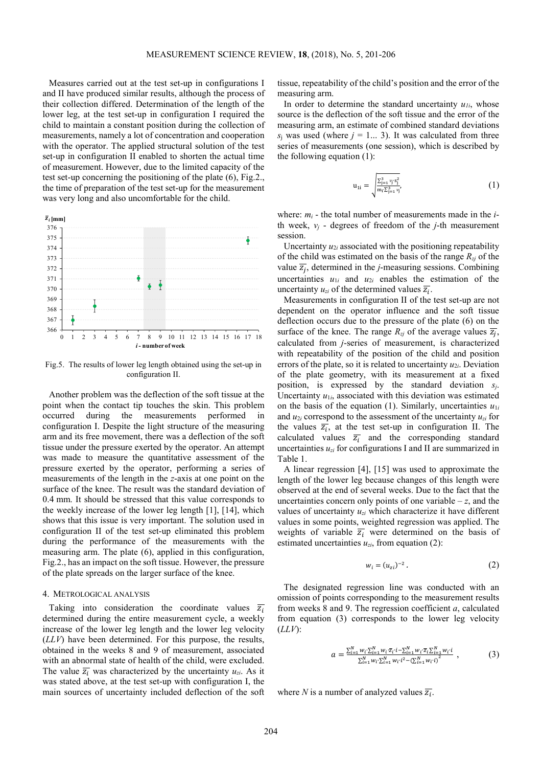Measures carried out at the test set-up in configurations I and II have produced similar results, although the process of their collection differed. Determination of the length of the lower leg, at the test set-up in configuration I required the child to maintain a constant position during the collection of measurements, namely a lot of concentration and cooperation with the operator. The applied structural solution of the test set-up in configuration II enabled to shorten the actual time of measurement. However, due to the limited capacity of the test set-up concerning the positioning of the plate (6), Fig.2., the time of preparation of the test set-up for the measurement was very long and also uncomfortable for the child.

Fig.5. The results of lower leg length obtained using the set-up in configuration II.

Another problem was the deflection of the soft tissue at the point when the contact tip touches the skin. This problem occurred during the measurements performed in configuration I. Despite the light structure of the measuring arm and its free movement, there was a deflection of the soft tissue under the pressure exerted by the operator. An attempt was made to measure the quantitative assessment of the pressure exerted by the operator, performing a series of measurements of the length in the *z*-axis at one point on the surface of the knee. The result was the standard deviation of 0.4 mm. It should be stressed that this value corresponds to the weekly increase of the lower leg length [1], [14], which shows that this issue is very important. The solution used in configuration II of the test set-up eliminated this problem during the performance of the measurements with the measuring arm. The plate (6), applied in this configuration, Fig.2., has an impact on the soft tissue. However, the pressure of the plate spreads on the larger surface of the knee.

## 4. Metrological analysis

Taking into consideration the coordinate values $\overline{z_i}$ determined during the entire measurement cycle, a weekly increase of the lower leg length and the lower leg velocity (*LLV*) have been determined. For this purpose, the results, obtained in the weeks 8 and 9 of measurement, associated with an abnormal state of health of the child, were excluded. The value $\overline{z_i}$ was characterized by the uncertainty $u_{zi}$. As it was stated above, at the test set-up with configuration I, the main sources of uncertainty included deflection of the soft tissue, repeatability of the child's position and the error of the measuring arm.

In order to determine the standard uncertainty $u_{1i}$, whose source is the deflection of the soft tissue and the error of the measuring arm, an estimate of combined standard deviations $s_j$ was used (where $j = 1... 3$). It was calculated from three series of measurements (one session), which is described by the following equation (1):

$$u_{1i} = \sqrt{\frac{\sum_{j=1}^{3} \nu_j \cdot s_j^2}{m_i \cdot \sum_{j=1}^{3} \nu_j}}, \tag{1}$$

where: $m_i$ - the total number of measurements made in the *i*-th week, $\nu_j$ - degrees of freedom of the *j*-th measurement session.

Uncertainty $u_{2i}$ associated with the positioning repeatability of the child was estimated on the basis of the range $R_{zj}$ of the value $\overline{z_j}$, determined in the *j*-measuring sessions. Combining uncertainties $u_{1i}$ and $u_{2i}$ enables the estimation of the uncertainty $u_{zi}$ of the determined values $\overline{z_i}$.

Measurements in configuration II of the test set-up are not dependent on the operator influence and the soft tissue deflection occurs due to the pressure of the plate (6) on the surface of the knee. The range $R_{zj}$ of the average values $\overline{z_j}$, calculated from *j*-series of measurement, is characterized with repeatability of the position of the child and position errors of the plate, so it is related to uncertainty $u_{2i}$. Deviation of the plate geometry, with its measurement at a fixed position, is expressed by the standard deviation $s_j$. Uncertainty $u_{1i}$, associated with this deviation was estimated on the basis of the equation (1). Similarly, uncertainties $u_{1i}$ and $u_{2i}$ correspond to the assessment of the uncertainty $u_{zi}$ for the values $\overline{z_i}$, at the test set-up in configuration II. The calculated values $\overline{z_i}$ and the corresponding standard uncertainties $u_{zi}$ for configurations I and II are summarized in Table 1.

A linear regression [4], [15] was used to approximate the length of the lower leg because changes of this length were observed at the end of several weeks. Due to the fact that the uncertainties concern only points of one variable – *z*, and the values of uncertainty $u_{zi}$ which characterize it have different values in some points, weighted regression was applied. The weights of variable $\overline{z_i}$ were determined on the basis of estimated uncertainties $u_{zi}$, from equation (2):

$$w_i = (u_{zi})^{-2}. \tag{2}$$

The designated regression line was conducted with an omission of points corresponding to the measurement results from weeks 8 and 9. The regression coefficient *a*, calculated from equation (3) corresponds to the lower leg velocity (*LLV*):

$$a = \frac{\sum_{i=1}^{N} w_i \cdot \sum_{i=1}^{N} w_i \cdot \overline{z_i} \cdot i - \sum_{i=1}^{N} w_i \cdot \overline{z_i} \sum_{i=1}^{N} w_i \cdot i}{\sum_{i=1}^{N} w_i \cdot \sum_{i=1}^{N} w_i \cdot i^2 - \left(\sum_{i=1}^{N} w_i \cdot i\right)^2}, \tag{3}$$

where *N* is a number of analyzed values $\overline{z_i}$.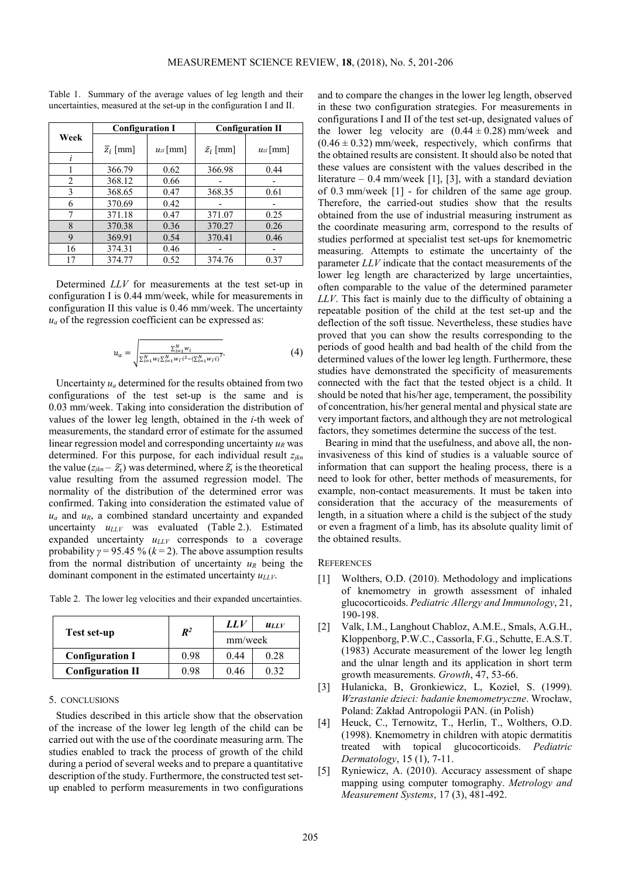Table 1. Summary of the average values of leg length and their uncertainties, measured at the set-up in the configuration I and II.

| Week | Configuration I | | Configuration II | |
|---|---|---|---|---|
| $i$ | $\bar{z}_i$ [mm] | $u_{zi}$ [mm] | $\bar{z}_i$ [mm] | $u_{zi}$ [mm] |
| 1 | 366.79 | 0.62 | 366.98 | 0.44 |
| 2 | 368.12 | 0.66 | - | - |
| 3 | 368.65 | 0.47 | 368.35 | 0.61 |
| 6 | 370.69 | 0.42 | - | - |
| 7 | 371.18 | 0.47 | 371.07 | 0.25 |
| 8 | 370.38 | 0.36 | 370.27 | 0.26 |
| 9 | 369.91 | 0.54 | 370.41 | 0.46 |
| 16 | 374.31 | 0.46 | - | - |
| 17 | 374.77 | 0.52 | 374.76 | 0.37 |

Determined *LLV* for measurements at the test set-up in configuration I is 0.44 mm/week, while for measurements in configuration II this value is 0.46 mm/week. The uncertainty $u_a$ of the regression coefficient can be expressed as:

$$u_a = \sqrt{\frac{\sum_{i=1}^{N} w_i}{\sum_{i=1}^{N} w_i \sum_{i=1}^{N} w_i i^2 - \left(\sum_{i=1}^{N} w_i i\right)^2}}. \tag{4}$$

Uncertainty $u_a$ determined for the results obtained from two configurations of the test set-up is the same and is 0.03 mm/week. Taking into consideration the distribution of values of the lower leg length, obtained in the $i$-th week of measurements, the standard error of estimate for the assumed linear regression model and corresponding uncertainty $u_R$ was determined. For this purpose, for each individual result $z_{jkn}$ the value $(z_{jkn} - \widetilde{z}_i)$ was determined, where $\widetilde{z}_i$ is the theoretical value resulting from the assumed regression model. The normality of the distribution of the determined error was confirmed. Taking into consideration the estimated value of $u_a$ and $u_R$, a combined standard uncertainty and expanded uncertainty $u_{LLV}$ was evaluated (Table 2.). Estimated expanded uncertainty $u_{LLV}$ corresponds to a coverage probability $\gamma = 95.45$ % ($k = 2$). The above assumption results from the normal distribution of uncertainty $u_R$ being the dominant component in the estimated uncertainty $u_{LLV}$.

Table 2. The lower leg velocities and their expanded uncertainties.

| Test set-up | $R^2$ | *LLV* | $u_{LLV}$ |
|---|---|---|---|
| | | mm/week | |
| **Configuration I** | 0.98 | 0.44 | 0.28 |
| **Configuration II** | 0.98 | 0.46 | 0.32 |

## 5. CONCLUSIONS

Studies described in this article show that the observation of the increase of the lower leg length of the child can be carried out with the use of the coordinate measuring arm. The studies enabled to track the process of growth of the child during a period of several weeks and to prepare a quantitative description of the study. Furthermore, the constructed test set-up enabled to perform measurements in two configurations and to compare the changes in the lower leg length, observed in these two configuration strategies. For measurements in configurations I and II of the test set-up, designated values of the lower leg velocity are (0.44 ± 0.28) mm/week and (0.46 ± 0.32) mm/week, respectively, which confirms that the obtained results are consistent. It should also be noted that these values are consistent with the values described in the literature – 0.4 mm/week [1], [3], with a standard deviation of 0.3 mm/week [1] - for children of the same age group. Therefore, the carried-out studies show that the results obtained from the use of industrial measuring instrument as the coordinate measuring arm, correspond to the results of studies performed at specialist test set-ups for knemometric measuring. Attempts to estimate the uncertainty of the parameter *LLV* indicate that the contact measurements of the lower leg length are characterized by large uncertainties, often comparable to the value of the determined parameter *LLV*. This fact is mainly due to the difficulty of obtaining a repeatable position of the child at the test set-up and the deflection of the soft tissue. Nevertheless, these studies have proved that you can show the results corresponding to the periods of good health and bad health of the child from the determined values of the lower leg length. Furthermore, these studies have demonstrated the specificity of measurements connected with the fact that the tested object is a child. It should be noted that his/her age, temperament, the possibility of concentration, his/her general mental and physical state are very important factors, and although they are not metrological factors, they sometimes determine the success of the test.

Bearing in mind that the usefulness, and above all, the non-invasiveness of this kind of studies is a valuable source of information that can support the healing process, there is a need to look for other, better methods of measurements, for example, non-contact measurements. It must be taken into consideration that the accuracy of the measurements of length, in a situation where a child is the subject of the study or even a fragment of a limb, has its absolute quality limit of the obtained results.

## REFERENCES

[1] Wolthers, O.D. (2010). Methodology and implications of knemometry in growth assessment of inhaled glucocorticoids. *Pediatric Allergy and Immunology*, 21, 190-198.

[2] Valk, I.M., Langhout Chabloz, A.M.E., Smals, A.G.H., Kloppenborg, P.W.C., Cassorla, F.G., Schutte, E.A.S.T. (1983) Accurate measurement of the lower leg length and the ulnar length and its application in short term growth measurements. *Growth*, 47, 53-66.

[3] Hulanicka, B, Gronkiewicz, L, Kozieł, S. (1999). *Wzrastanie dzieci: badanie knemometryczne*. Wrocław, Poland: Zakład Antropologii PAN. (in Polish)

[4] Heuck, C., Ternowitz, T., Herlin, T., Wolthers, O.D. (1998). Knemometry in children with atopic dermatitis treated with topical glucocorticoids. *Pediatric Dermatology*, 15 (1), 7-11.

[5] Ryniewicz, A. (2010). Accuracy assessment of shape mapping using computer tomography. *Metrology and Measurement Systems*, 17 (3), 481-492.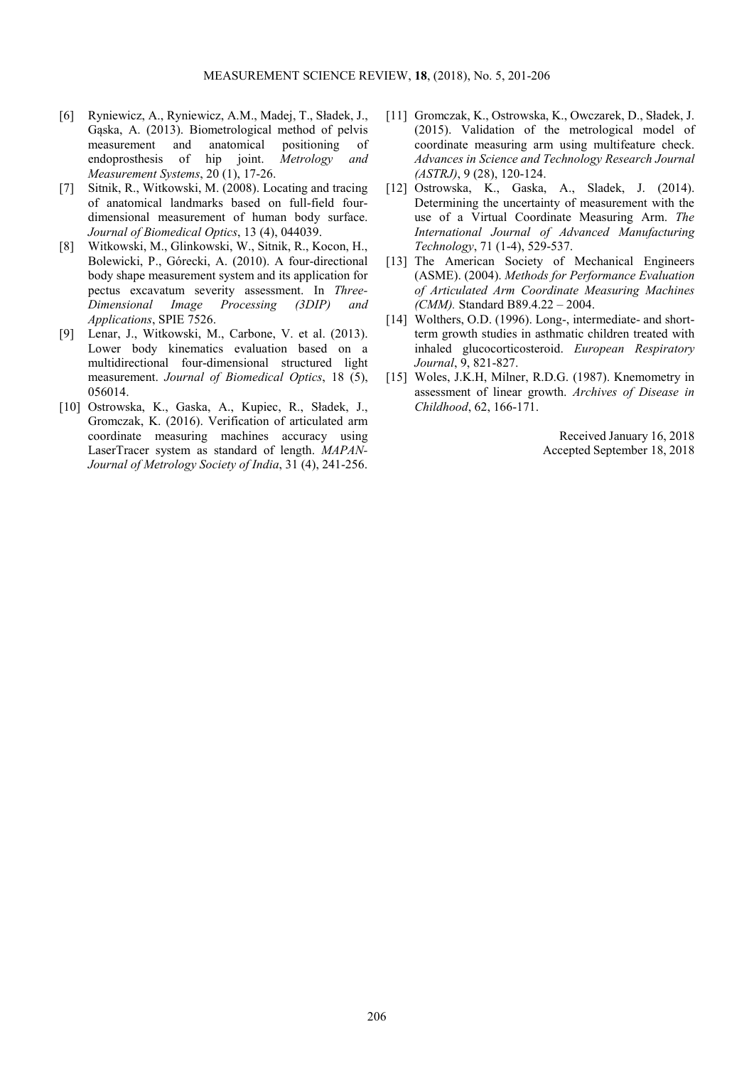[6] Ryniewicz, A., Ryniewicz, A.M., Madej, T., Sładek, J., Gąska, A. (2013). Biometrological method of pelvis measurement and anatomical positioning of endoprosthesis of hip joint. *Metrology and Measurement Systems*, 20 (1), 17-26.

[7] Sitnik, R., Witkowski, M. (2008). Locating and tracing of anatomical landmarks based on full-field four-dimensional measurement of human body surface. *Journal of Biomedical Optics*, 13 (4), 044039.

[8] Witkowski, M., Glinkowski, W., Sitnik, R., Kocon, H., Bolewicki, P., Górecki, A. (2010). A four-directional body shape measurement system and its application for pectus excavatum severity assessment. In *Three-Dimensional Image Processing (3DIP) and Applications*, SPIE 7526.

[9] Lenar, J., Witkowski, M., Carbone, V. et al. (2013). Lower body kinematics evaluation based on a multidirectional four-dimensional structured light measurement. *Journal of Biomedical Optics*, 18 (5), 056014.

[10] Ostrowska, K., Gaska, A., Kupiec, R., Sładek, J., Gromczak, K. (2016). Verification of articulated arm coordinate measuring machines accuracy using LaserTracer system as standard of length. *MAPAN-Journal of Metrology Society of India*, 31 (4), 241-256.

[11] Gromczak, K., Ostrowska, K., Owczarek, D., Sładek, J. (2015). Validation of the metrological model of coordinate measuring arm using multifeature check. *Advances in Science and Technology Research Journal (ASTRJ)*, 9 (28), 120-124.

[12] Ostrowska, K., Gaska, A., Sladek, J. (2014). Determining the uncertainty of measurement with the use of a Virtual Coordinate Measuring Arm. *The International Journal of Advanced Manufacturing Technology*, 71 (1-4), 529-537.

[13] The American Society of Mechanical Engineers (ASME). (2004). *Methods for Performance Evaluation of Articulated Arm Coordinate Measuring Machines (CMM).* Standard B89.4.22 – 2004.

[14] Wolthers, O.D. (1996). Long-, intermediate- and short-term growth studies in asthmatic children treated with inhaled glucocorticosteroid. *European Respiratory Journal*, 9, 821-827.

[15] Woles, J.K.H, Milner, R.D.G. (1987). Knemometry in assessment of linear growth. *Archives of Disease in Childhood*, 62, 166-171.

Received January 16, 2018
Accepted September 18, 2018